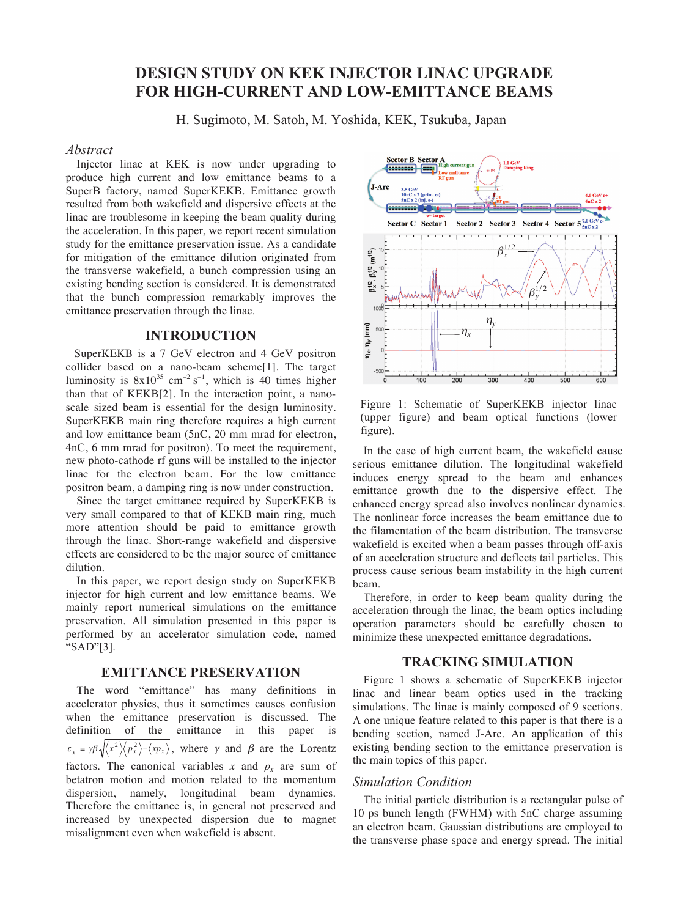# DESIGN STUDY ON KEK INJECTOR LINAC UPGRADE FOR HIGH-CURRENT AND LOW-EMITTANCE BEAMS

H. Sugimoto, M. Satoh, M. Yoshida, KEK, Tsukuba, Japan

## *Abstract*

Injector linac at KEK is now under upgrading to produce high current and low emittance beams to a SuperB factory, named SuperKEKB. Emittance growth resulted from both wakefield and dispersive effects at the linac are troublesome in keeping the beam quality during the acceleration. In this paper, we report recent simulation study for the emittance preservation issue. As a candidate for mitigation of the emittance dilution originated from the transverse wakefield, a bunch compression using an existing bending section is considered. It is demonstrated that the bunch compression remarkably improves the emittance preservation through the linac.

## INTRODUCTION

SuperKEKB is a 7 GeV electron and 4 GeV positron collider based on a nano-beam scheme[1]. The target luminosity is $8 \times 10^{35}$ cm$^{-2}$ s$^{-1}$, which is 40 times higher than that of KEKB[2]. In the interaction point, a nano-scale sized beam is essential for the design luminosity. SuperKEKB main ring therefore requires a high current and low emittance beam (5nC, 20 mm mrad for electron, 4nC, 6 mm mrad for positron). To meet the requirement, new photo-cathode rf guns will be installed to the injector linac for the electron beam. For the low emittance positron beam, a damping ring is now under construction.

Since the target emittance required by SuperKEKB is very small compared to that of KEKB main ring, much more attention should be paid to emittance growth through the linac. Short-range wakefield and dispersive effects are considered to be the major source of emittance dilution.

In this paper, we report design study on SuperKEKB injector for high current and low emittance beams. We mainly report numerical simulations on the emittance preservation. All simulation presented in this paper is performed by an accelerator simulation code, named "SAD"[3].

## EMITTANCE PRESERVATION

The word "emittance" has many definitions in accelerator physics, thus it sometimes causes confusion when the emittance preservation is discussed. The definition of the emittance in this paper is $\varepsilon_x \equiv \gamma\beta\sqrt{\langle x^2\rangle\langle p_x^2\rangle - \langle xp_x\rangle}$, where $\gamma$ and $\beta$ are the Lorentz factors. The canonical variables $x$ and $p_x$ are sum of betatron motion and motion related to the momentum dispersion, namely, longitudinal beam dynamics. Therefore the emittance is, in general not preserved and increased by unexpected dispersion due to magnet misalignment even when wakefield is absent.

Figure 1: Schematic of SuperKEKB injector linac (upper figure) and beam optical functions (lower figure).

In the case of high current beam, the wakefield cause serious emittance dilution. The longitudinal wakefield induces energy spread to the beam and enhances emittance growth due to the dispersive effect. The enhanced energy spread also involves nonlinear dynamics. The nonlinear force increases the beam emittance due to the filamentation of the beam distribution. The transverse wakefield is excited when a beam passes through off-axis of an acceleration structure and deflects tail particles. This process cause serious beam instability in the high current beam.

Therefore, in order to keep beam quality during the acceleration through the linac, the beam optics including operation parameters should be carefully chosen to minimize these unexpected emittance degradations.

## TRACKING SIMULATION

Figure 1 shows a schematic of SuperKEKB injector linac and linear beam optics used in the tracking simulations. The linac is mainly composed of 9 sections. A one unique feature related to this paper is that there is a bending section, named J-Arc. An application of this existing bending section to the emittance preservation is the main topics of this paper.

### *Simulation Condition*

The initial particle distribution is a rectangular pulse of 10 ps bunch length (FWHM) with 5nC charge assuming an electron beam. Gaussian distributions are employed to the transverse phase space and energy spread. The initial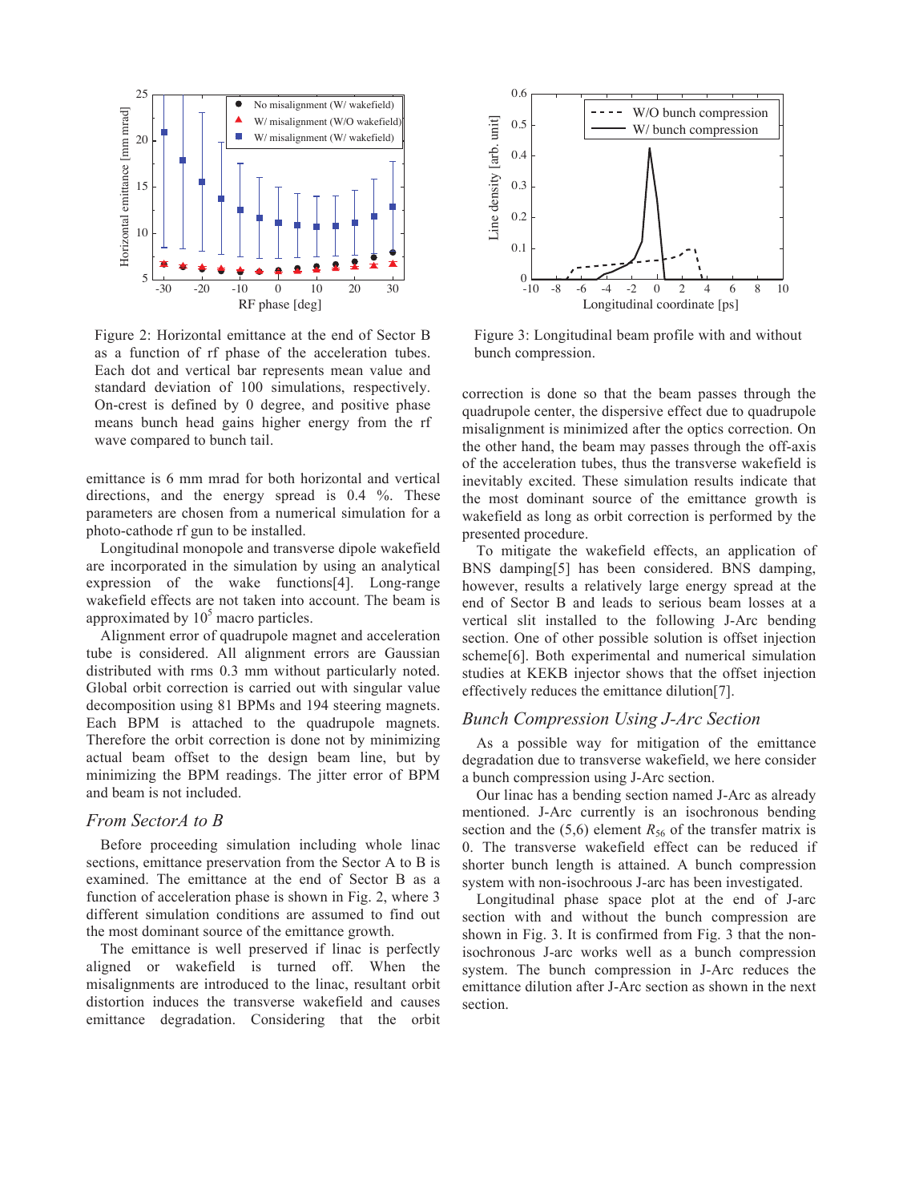Figure 2: Horizontal emittance at the end of Sector B as a function of rf phase of the acceleration tubes. Each dot and vertical bar represents mean value and standard deviation of 100 simulations, respectively. On-crest is defined by 0 degree, and positive phase means bunch head gains higher energy from the rf wave compared to bunch tail.

Figure 3: Longitudinal beam profile with and without bunch compression.

emittance is 6 mm mrad for both horizontal and vertical directions, and the energy spread is 0.4 %. These parameters are chosen from a numerical simulation for a photo-cathode rf gun to be installed.

Longitudinal monopole and transverse dipole wakefield are incorporated in the simulation by using an analytical expression of the wake functions[4]. Long-range wakefield effects are not taken into account. The beam is approximated by $10^5$ macro particles.

Alignment error of quadrupole magnet and acceleration tube is considered. All alignment errors are Gaussian distributed with rms 0.3 mm without particularly noted. Global orbit correction is carried out with singular value decomposition using 81 BPMs and 194 steering magnets. Each BPM is attached to the quadrupole magnets. Therefore the orbit correction is done not by minimizing actual beam offset to the design beam line, but by minimizing the BPM readings. The jitter error of BPM and beam is not included.

## *From SectorA to B*

Before proceeding simulation including whole linac sections, emittance preservation from the Sector A to B is examined. The emittance at the end of Sector B as a function of acceleration phase is shown in Fig. 2, where 3 different simulation conditions are assumed to find out the most dominant source of the emittance growth.

The emittance is well preserved if linac is perfectly aligned or wakefield is turned off. When the misalignments are introduced to the linac, resultant orbit distortion induces the transverse wakefield and causes emittance degradation. Considering that the orbit correction is done so that the beam passes through the quadrupole center, the dispersive effect due to quadrupole misalignment is minimized after the optics correction. On the other hand, the beam may passes through the off-axis of the acceleration tubes, thus the transverse wakefield is inevitably excited. These simulation results indicate that the most dominant source of the emittance growth is wakefield as long as orbit correction is performed by the presented procedure.

To mitigate the wakefield effects, an application of BNS damping[5] has been considered. BNS damping, however, results a relatively large energy spread at the end of Sector B and leads to serious beam losses at a vertical slit installed to the following J-Arc bending section. One of other possible solution is offset injection scheme[6]. Both experimental and numerical simulation studies at KEKB injector shows that the offset injection effectively reduces the emittance dilution[7].

## *Bunch Compression Using J-Arc Section*

As a possible way for mitigation of the emittance degradation due to transverse wakefield, we here consider a bunch compression using J-Arc section.

Our linac has a bending section named J-Arc as already mentioned. J-Arc currently is an isochronous bending section and the (5,6) element $R_{56}$ of the transfer matrix is 0. The transverse wakefield effect can be reduced if shorter bunch length is attained. A bunch compression system with non-isochronous J-arc has been investigated.

Longitudinal phase space plot at the end of J-arc section with and without the bunch compression are shown in Fig. 3. It is confirmed from Fig. 3 that the non-isochronous J-arc works well as a bunch compression system. The bunch compression in J-Arc reduces the emittance dilution after J-Arc section as shown in the next section.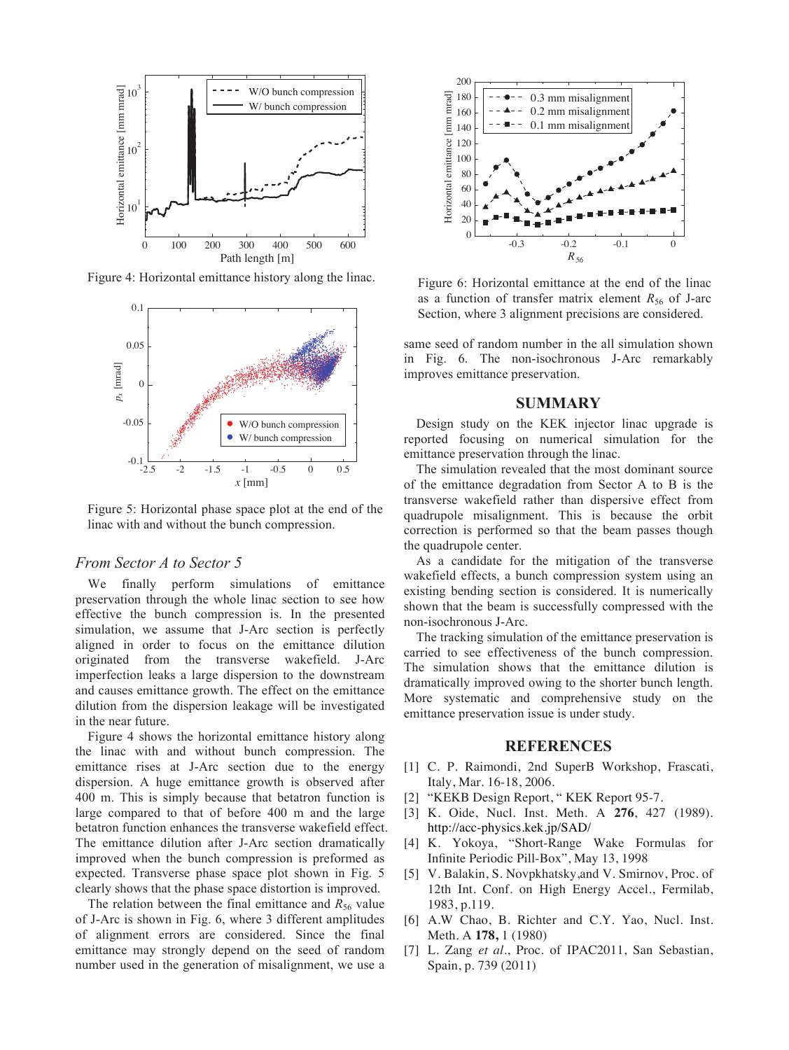Horizontal emittance [mm mrad]

$10^3$

$10^2$

$10^1$

W/O bunch compression

W/ bunch compression

0 100 200 300 400 500 600

Path length [m]

Figure 4: Horizontal emittance history along the linac.

0.1

0.05

0

-0.05

-0.1

$p_x$ [mrad]

W/O bunch compression

W/ bunch compression

-2.5 -2 -1.5 -1 -0.5 0 0.5

$x$ [mm]

Figure 5: Horizontal phase space plot at the end of the linac with and without the bunch compression.

### *From Sector A to Sector 5*

We finally perform simulations of emittance preservation through the whole linac section to see how effective the bunch compression is. In the presented simulation, we assume that J-Arc section is perfectly aligned in order to focus on the emittance dilution originated from the transverse wakefield. J-Arc imperfection leaks a large dispersion to the downstream and causes emittance growth. The effect on the emittance dilution from the dispersion leakage will be investigated in the near future.

Figure 4 shows the horizontal emittance history along the linac with and without bunch compression. The emittance rises at J-Arc section due to the energy dispersion. A huge emittance growth is observed after 400 m. This is simply because that betatron function is large compared to that of before 400 m and the large betatron function enhances the transverse wakefield effect. The emittance dilution after J-Arc section dramatically improved when the bunch compression is preformed as expected. Transverse phase space plot shown in Fig. 5 clearly shows that the phase space distortion is improved.

The relation between the final emittance and $R_{56}$ value of J-Arc is shown in Fig. 6, where 3 different amplitudes of alignment errors are considered. Since the final emittance may strongly depend on the seed of random number used in the generation of misalignment, we use a same seed of random number in the all simulation shown in Fig. 6. The non-isochronous J-Arc remarkably improves emittance preservation.

200

180

160

140

120

100

80

60

40

20

0

Horizontal emittance [mm mrad]

0.3 mm misalignment

0.2 mm misalignment

0.1 mm misalignment

-0.3 -0.2 -0.1 0

$R_{56}$

Figure 6: Horizontal emittance at the end of the linac as a function of transfer matrix element $R_{56}$ of J-arc Section, where 3 alignment precisions are considered.

## SUMMARY

Design study on the KEK injector linac upgrade is reported focusing on numerical simulation for the emittance preservation through the linac.

The simulation revealed that the most dominant source of the emittance degradation from Sector A to B is the transverse wakefield rather than dispersive effect from quadrupole misalignment. This is because the orbit correction is performed so that the beam passes though the quadrupole center.

As a candidate for the mitigation of the transverse wakefield effects, a bunch compression system using an existing bending section is considered. It is numerically shown that the beam is successfully compressed with the non-isochronous J-Arc.

The tracking simulation of the emittance preservation is carried to see effectiveness of the bunch compression. The simulation shows that the emittance dilution is dramatically improved owing to the shorter bunch length. More systematic and comprehensive study on the emittance preservation issue is under study.

## REFERENCES

[1] C. P. Raimondi, 2nd SuperB Workshop, Frascati, Italy, Mar. 16-18, 2006.

[2] "KEKB Design Report, " KEK Report 95-7.

[3] K. Oide, Nucl. Inst. Meth. A **276**, 427 (1989). http://acc-physics.kek.jp/SAD/

[4] K. Yokoya, "Short-Range Wake Formulas for Infinite Periodic Pill-Box", May 13, 1998

[5] V. Balakin, S. Novpkhatsky,and V. Smirnov, Proc. of 12th Int. Conf. on High Energy Accel., Fermilab, 1983, p.119.

[6] A.W Chao, B. Richter and C.Y. Yao, Nucl. Inst. Meth. A **178,** 1 (1980)

[7] L. Zang *et al*., Proc. of IPAC2011, San Sebastian, Spain, p. 739 (2011)